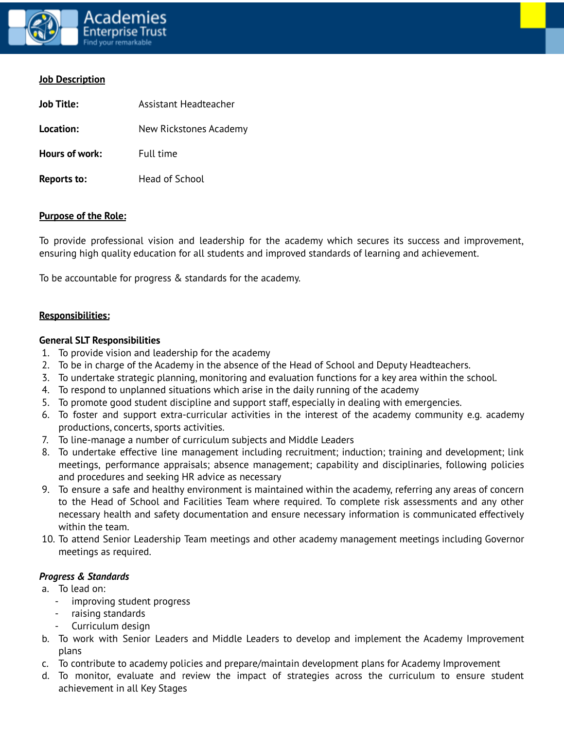**Job Description**

**Job Title:** Assistant Headteacher

**Location:** New Rickstones Academy

**Hours of work:** Full time

**Reports to:** Head of School

**Purpose of the Role:**

To provide professional vision and leadership for the academy which secures its success and improvement, ensuring high quality education for all students and improved standards of learning and achievement.

To be accountable for progress & standards for the academy.

**Responsibilities:**

**General SLT Responsibilities**

1. To provide vision and leadership for the academy
2. To be in charge of the Academy in the absence of the Head of School and Deputy Headteachers.
3. To undertake strategic planning, monitoring and evaluation functions for a key area within the school.
4. To respond to unplanned situations which arise in the daily running of the academy
5. To promote good student discipline and support staff, especially in dealing with emergencies.
6. To foster and support extra-curricular activities in the interest of the academy community e.g. academy productions, concerts, sports activities.
7. To line-manage a number of curriculum subjects and Middle Leaders
8. To undertake effective line management including recruitment; induction; training and development; link meetings, performance appraisals; absence management; capability and disciplinaries, following policies and procedures and seeking HR advice as necessary
9. To ensure a safe and healthy environment is maintained within the academy, referring any areas of concern to the Head of School and Facilities Team where required. To complete risk assessments and any other necessary health and safety documentation and ensure necessary information is communicated effectively within the team.
10. To attend Senior Leadership Team meetings and other academy management meetings including Governor meetings as required.

***Progress & Standards***

a. To lead on:
   - improving student progress
   - raising standards
   - Curriculum design
b. To work with Senior Leaders and Middle Leaders to develop and implement the Academy Improvement plans
c. To contribute to academy policies and prepare/maintain development plans for Academy Improvement
d. To monitor, evaluate and review the impact of strategies across the curriculum to ensure student achievement in all Key Stages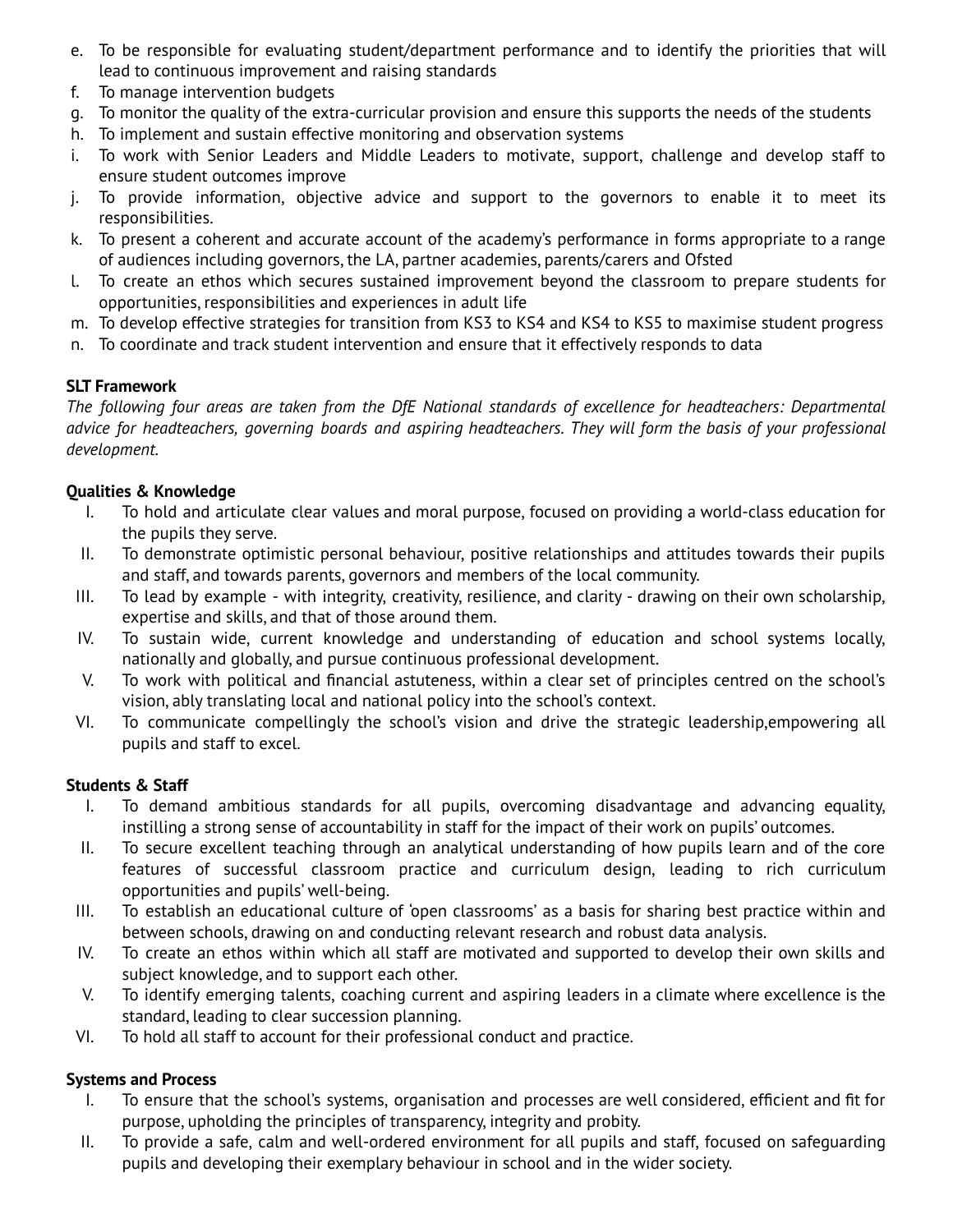e. To be responsible for evaluating student/department performance and to identify the priorities that will lead to continuous improvement and raising standards
f. To manage intervention budgets
g. To monitor the quality of the extra-curricular provision and ensure this supports the needs of the students
h. To implement and sustain effective monitoring and observation systems
i. To work with Senior Leaders and Middle Leaders to motivate, support, challenge and develop staff to ensure student outcomes improve
j. To provide information, objective advice and support to the governors to enable it to meet its responsibilities.
k. To present a coherent and accurate account of the academy's performance in forms appropriate to a range of audiences including governors, the LA, partner academies, parents/carers and Ofsted
l. To create an ethos which secures sustained improvement beyond the classroom to prepare students for opportunities, responsibilities and experiences in adult life
m. To develop effective strategies for transition from KS3 to KS4 and KS4 to KS5 to maximise student progress
n. To coordinate and track student intervention and ensure that it effectively responds to data

**SLT Framework**

*The following four areas are taken from the DfE National standards of excellence for headteachers: Departmental advice for headteachers, governing boards and aspiring headteachers. They will form the basis of your professional development.*

**Qualities & Knowledge**

I. To hold and articulate clear values and moral purpose, focused on providing a world-class education for the pupils they serve.
II. To demonstrate optimistic personal behaviour, positive relationships and attitudes towards their pupils and staff, and towards parents, governors and members of the local community.
III. To lead by example - with integrity, creativity, resilience, and clarity - drawing on their own scholarship, expertise and skills, and that of those around them.
IV. To sustain wide, current knowledge and understanding of education and school systems locally, nationally and globally, and pursue continuous professional development.
V. To work with political and financial astuteness, within a clear set of principles centred on the school's vision, ably translating local and national policy into the school's context.
VI. To communicate compellingly the school's vision and drive the strategic leadership,empowering all pupils and staff to excel.

**Students & Staff**

I. To demand ambitious standards for all pupils, overcoming disadvantage and advancing equality, instilling a strong sense of accountability in staff for the impact of their work on pupils' outcomes.
II. To secure excellent teaching through an analytical understanding of how pupils learn and of the core features of successful classroom practice and curriculum design, leading to rich curriculum opportunities and pupils' well-being.
III. To establish an educational culture of 'open classrooms' as a basis for sharing best practice within and between schools, drawing on and conducting relevant research and robust data analysis.
IV. To create an ethos within which all staff are motivated and supported to develop their own skills and subject knowledge, and to support each other.
V. To identify emerging talents, coaching current and aspiring leaders in a climate where excellence is the standard, leading to clear succession planning.
VI. To hold all staff to account for their professional conduct and practice.

**Systems and Process**

I. To ensure that the school's systems, organisation and processes are well considered, efficient and fit for purpose, upholding the principles of transparency, integrity and probity.
II. To provide a safe, calm and well-ordered environment for all pupils and staff, focused on safeguarding pupils and developing their exemplary behaviour in school and in the wider society.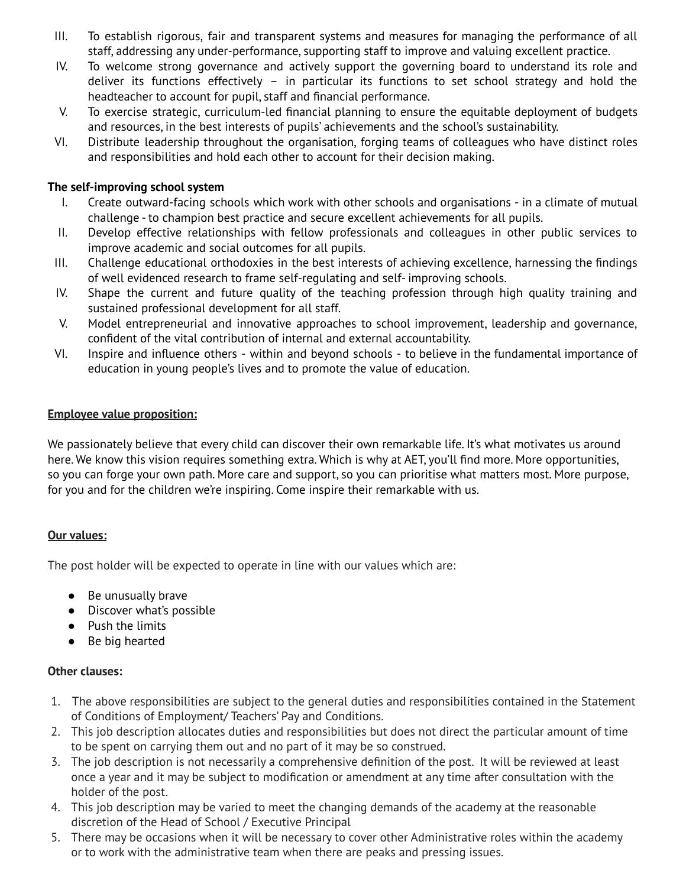III. To establish rigorous, fair and transparent systems and measures for managing the performance of all staff, addressing any under-performance, supporting staff to improve and valuing excellent practice.
IV. To welcome strong governance and actively support the governing board to understand its role and deliver its functions effectively – in particular its functions to set school strategy and hold the headteacher to account for pupil, staff and financial performance.
V. To exercise strategic, curriculum-led financial planning to ensure the equitable deployment of budgets and resources, in the best interests of pupils' achievements and the school's sustainability.
VI. Distribute leadership throughout the organisation, forging teams of colleagues who have distinct roles and responsibilities and hold each other to account for their decision making.

**The self-improving school system**

I. Create outward-facing schools which work with other schools and organisations - in a climate of mutual challenge - to champion best practice and secure excellent achievements for all pupils.
II. Develop effective relationships with fellow professionals and colleagues in other public services to improve academic and social outcomes for all pupils.
III. Challenge educational orthodoxies in the best interests of achieving excellence, harnessing the findings of well evidenced research to frame self-regulating and self- improving schools.
IV. Shape the current and future quality of the teaching profession through high quality training and sustained professional development for all staff.
V. Model entrepreneurial and innovative approaches to school improvement, leadership and governance, confident of the vital contribution of internal and external accountability.
VI. Inspire and influence others - within and beyond schools - to believe in the fundamental importance of education in young people's lives and to promote the value of education.

**Employee value proposition:**

We passionately believe that every child can discover their own remarkable life. It's what motivates us around here. We know this vision requires something extra. Which is why at AET, you'll find more. More opportunities, so you can forge your own path. More care and support, so you can prioritise what matters most. More purpose, for you and for the children we're inspiring. Come inspire their remarkable with us.

**Our values:**

The post holder will be expected to operate in line with our values which are:

- Be unusually brave
- Discover what's possible
- Push the limits
- Be big hearted

**Other clauses:**

1. The above responsibilities are subject to the general duties and responsibilities contained in the Statement of Conditions of Employment/ Teachers' Pay and Conditions.
2. This job description allocates duties and responsibilities but does not direct the particular amount of time to be spent on carrying them out and no part of it may be so construed.
3. The job description is not necessarily a comprehensive definition of the post. It will be reviewed at least once a year and it may be subject to modification or amendment at any time after consultation with the holder of the post.
4. This job description may be varied to meet the changing demands of the academy at the reasonable discretion of the Head of School / Executive Principal
5. There may be occasions when it will be necessary to cover other Administrative roles within the academy or to work with the administrative team when there are peaks and pressing issues.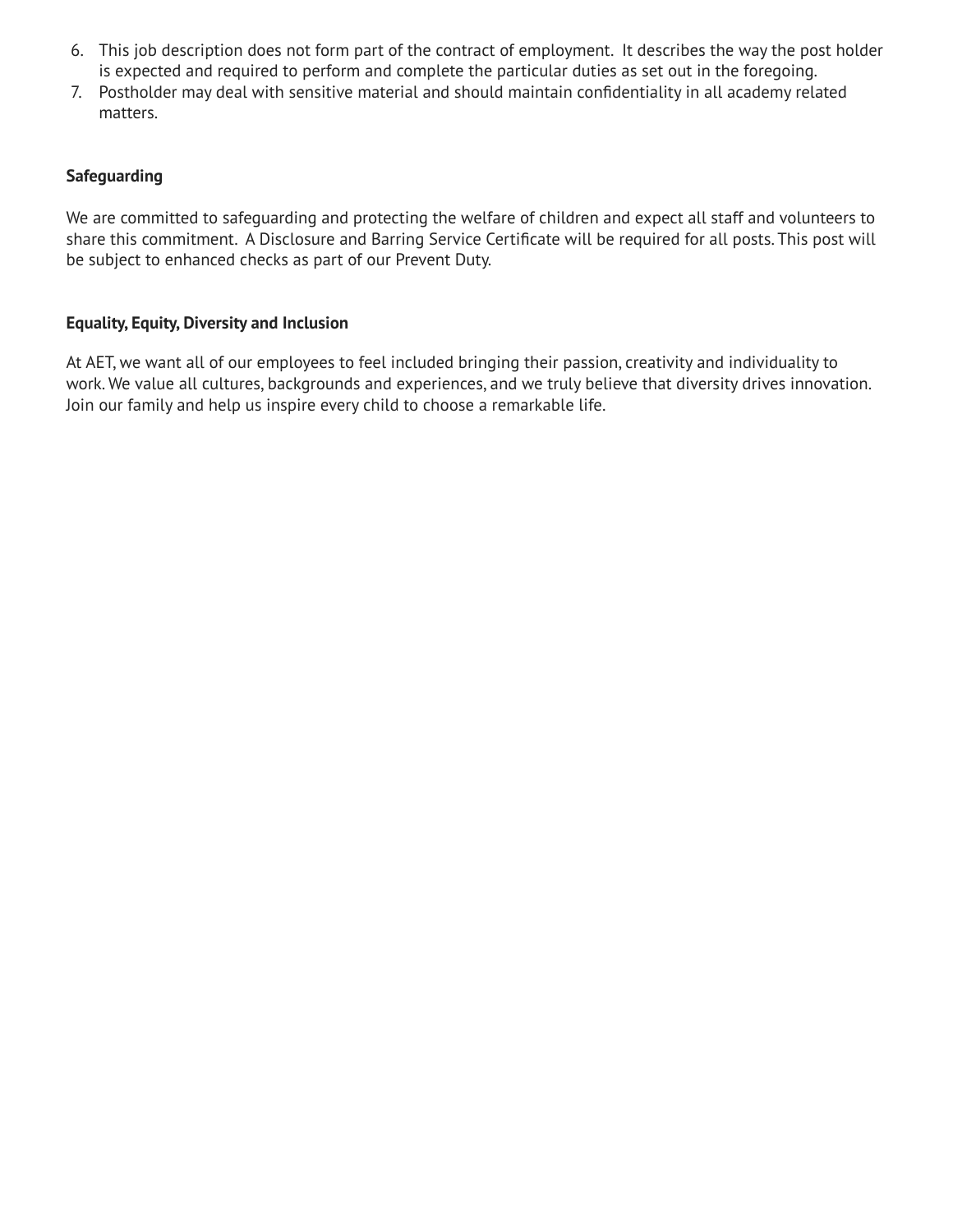6. This job description does not form part of the contract of employment. It describes the way the post holder is expected and required to perform and complete the particular duties as set out in the foregoing.
7. Postholder may deal with sensitive material and should maintain confidentiality in all academy related matters.

**Safeguarding**

We are committed to safeguarding and protecting the welfare of children and expect all staff and volunteers to share this commitment. A Disclosure and Barring Service Certificate will be required for all posts. This post will be subject to enhanced checks as part of our Prevent Duty.

**Equality, Equity, Diversity and Inclusion**

At AET, we want all of our employees to feel included bringing their passion, creativity and individuality to work. We value all cultures, backgrounds and experiences, and we truly believe that diversity drives innovation. Join our family and help us inspire every child to choose a remarkable life.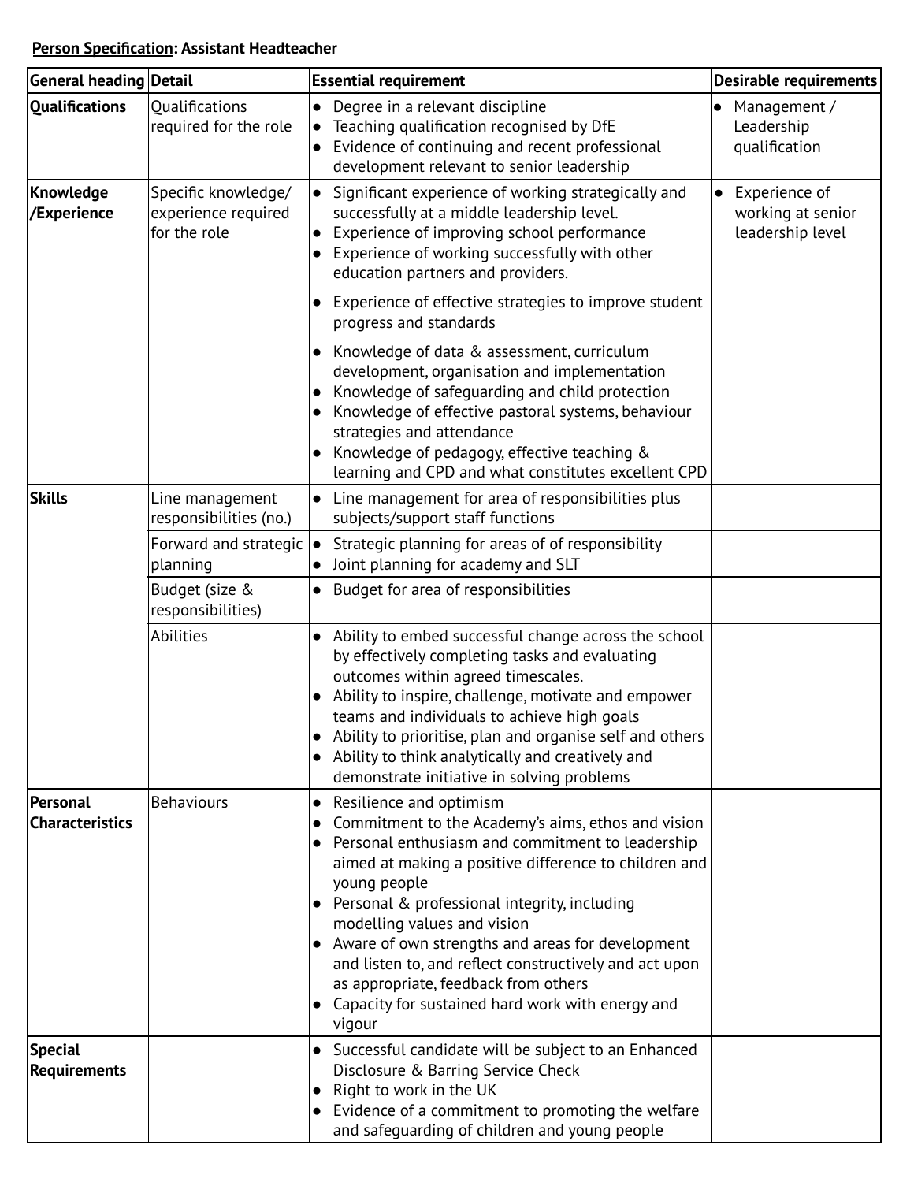**<u>Person Specification</u>: Assistant Headteacher**

| General heading | Detail | Essential requirement | Desirable requirements |
|---|---|---|---|
| **Qualifications** | Qualifications required for the role | • Degree in a relevant discipline<br>• Teaching qualification recognised by DfE<br>• Evidence of continuing and recent professional development relevant to senior leadership | • Management / Leadership qualification |
| **Knowledge /Experience** | Specific knowledge/ experience required for the role | • Significant experience of working strategically and successfully at a middle leadership level.<br>• Experience of improving school performance<br>• Experience of working successfully with other education partners and providers.<br>• Experience of effective strategies to improve student progress and standards<br>• Knowledge of data & assessment, curriculum development, organisation and implementation<br>• Knowledge of safeguarding and child protection<br>• Knowledge of effective pastoral systems, behaviour strategies and attendance<br>• Knowledge of pedagogy, effective teaching & learning and CPD and what constitutes excellent CPD | • Experience of working at senior leadership level |
| **Skills** | Line management responsibilities (no.) | • Line management for area of responsibilities plus subjects/support staff functions | |
| | Forward and strategic planning | • Strategic planning for areas of of responsibility<br>• Joint planning for academy and SLT | |
| | Budget (size & responsibilities) | • Budget for area of responsibilities | |
| | Abilities | • Ability to embed successful change across the school by effectively completing tasks and evaluating outcomes within agreed timescales.<br>• Ability to inspire, challenge, motivate and empower teams and individuals to achieve high goals<br>• Ability to prioritise, plan and organise self and others<br>• Ability to think analytically and creatively and demonstrate initiative in solving problems | |
| **Personal Characteristics** | Behaviours | • Resilience and optimism<br>• Commitment to the Academy's aims, ethos and vision<br>• Personal enthusiasm and commitment to leadership aimed at making a positive difference to children and young people<br>• Personal & professional integrity, including modelling values and vision<br>• Aware of own strengths and areas for development and listen to, and reflect constructively and act upon as appropriate, feedback from others<br>• Capacity for sustained hard work with energy and vigour | |
| **Special Requirements** | | • Successful candidate will be subject to an Enhanced Disclosure & Barring Service Check<br>• Right to work in the UK<br>• Evidence of a commitment to promoting the welfare and safeguarding of children and young people | |